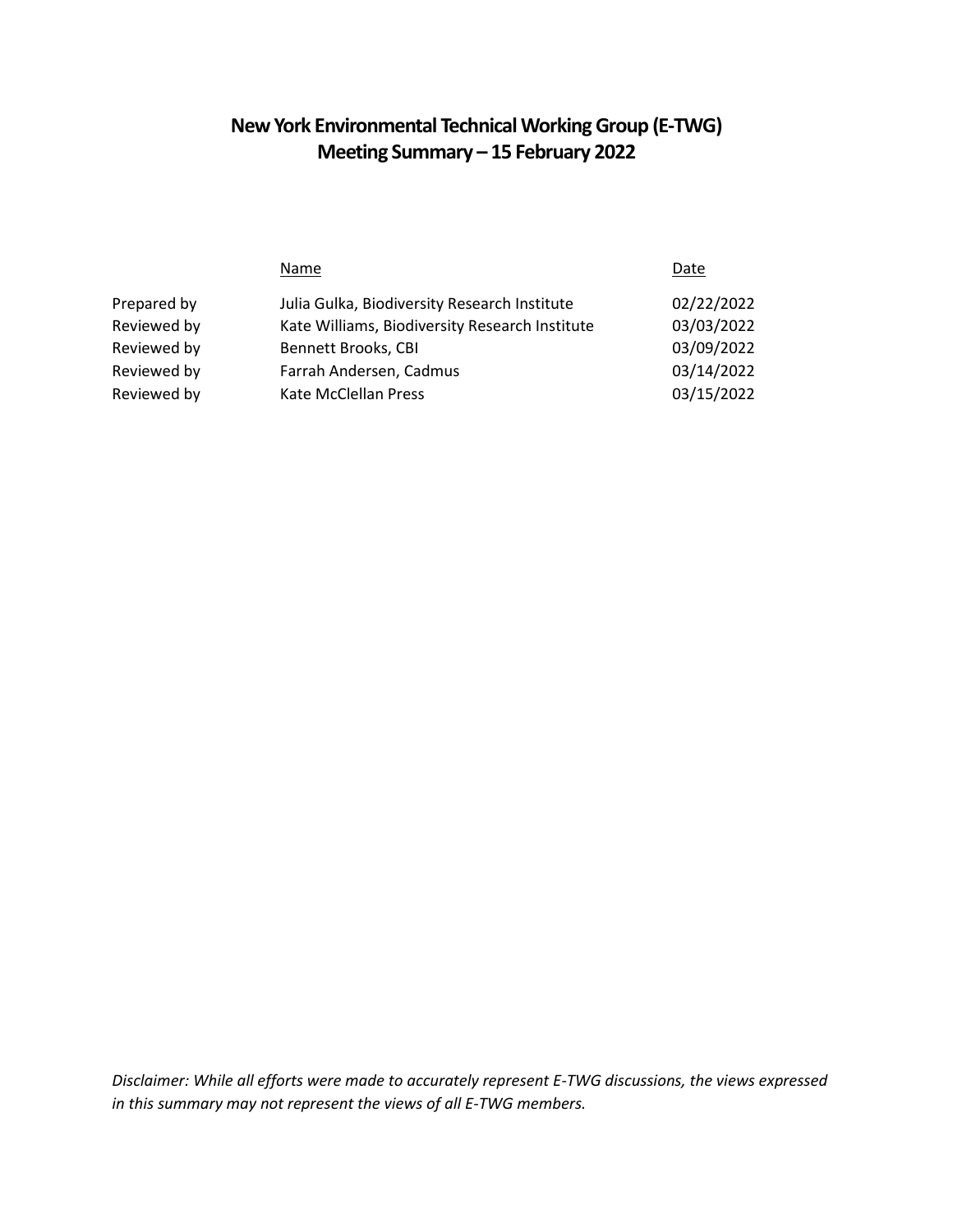# New York Environmental Technical Working Group (E-TWG)
# Meeting Summary – 15 February 2022

| | Name | Date |
|---|---|---|
| Prepared by | Julia Gulka, Biodiversity Research Institute | 02/22/2022 |
| Reviewed by | Kate Williams, Biodiversity Research Institute | 03/03/2022 |
| Reviewed by | Bennett Brooks, CBI | 03/09/2022 |
| Reviewed by | Farrah Andersen, Cadmus | 03/14/2022 |
| Reviewed by | Kate McClellan Press | 03/15/2022 |

*Disclaimer: While all efforts were made to accurately represent E-TWG discussions, the views expressed in this summary may not represent the views of all E-TWG members.*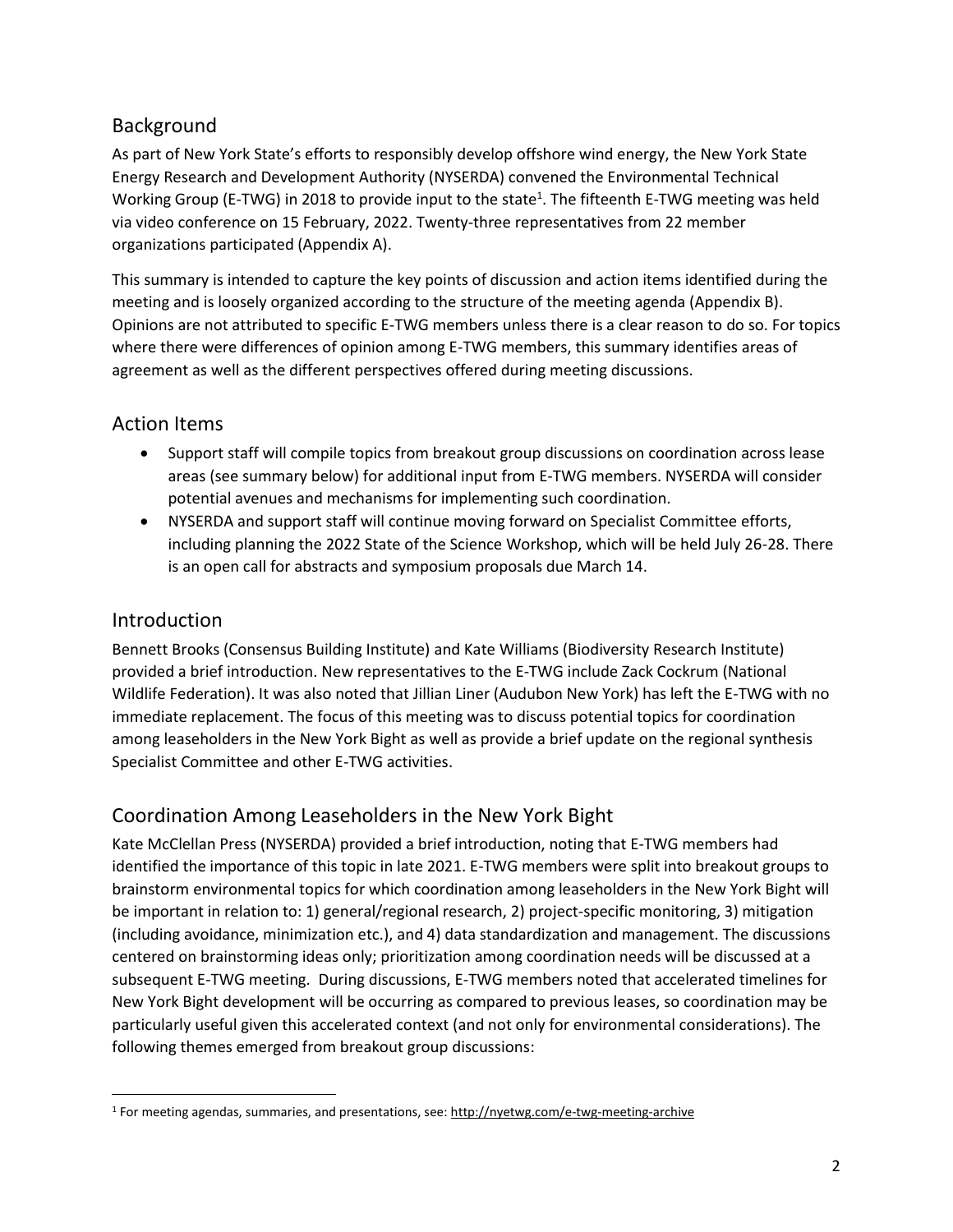## Background

As part of New York State's efforts to responsibly develop offshore wind energy, the New York State Energy Research and Development Authority (NYSERDA) convened the Environmental Technical Working Group (E-TWG) in 2018 to provide input to the state[1]. The fifteenth E-TWG meeting was held via video conference on 15 February, 2022. Twenty-three representatives from 22 member organizations participated (Appendix A).

This summary is intended to capture the key points of discussion and action items identified during the meeting and is loosely organized according to the structure of the meeting agenda (Appendix B). Opinions are not attributed to specific E-TWG members unless there is a clear reason to do so. For topics where there were differences of opinion among E-TWG members, this summary identifies areas of agreement as well as the different perspectives offered during meeting discussions.

## Action Items

- Support staff will compile topics from breakout group discussions on coordination across lease areas (see summary below) for additional input from E-TWG members. NYSERDA will consider potential avenues and mechanisms for implementing such coordination.
- NYSERDA and support staff will continue moving forward on Specialist Committee efforts, including planning the 2022 State of the Science Workshop, which will be held July 26-28. There is an open call for abstracts and symposium proposals due March 14.

## Introduction

Bennett Brooks (Consensus Building Institute) and Kate Williams (Biodiversity Research Institute) provided a brief introduction. New representatives to the E-TWG include Zack Cockrum (National Wildlife Federation). It was also noted that Jillian Liner (Audubon New York) has left the E-TWG with no immediate replacement. The focus of this meeting was to discuss potential topics for coordination among leaseholders in the New York Bight as well as provide a brief update on the regional synthesis Specialist Committee and other E-TWG activities.

## Coordination Among Leaseholders in the New York Bight

Kate McClellan Press (NYSERDA) provided a brief introduction, noting that E-TWG members had identified the importance of this topic in late 2021. E-TWG members were split into breakout groups to brainstorm environmental topics for which coordination among leaseholders in the New York Bight will be important in relation to: 1) general/regional research, 2) project-specific monitoring, 3) mitigation (including avoidance, minimization etc.), and 4) data standardization and management. The discussions centered on brainstorming ideas only; prioritization among coordination needs will be discussed at a subsequent E-TWG meeting. During discussions, E-TWG members noted that accelerated timelines for New York Bight development will be occurring as compared to previous leases, so coordination may be particularly useful given this accelerated context (and not only for environmental considerations). The following themes emerged from breakout group discussions:

[1] For meeting agendas, summaries, and presentations, see: http://nyetwg.com/e-twg-meeting-archive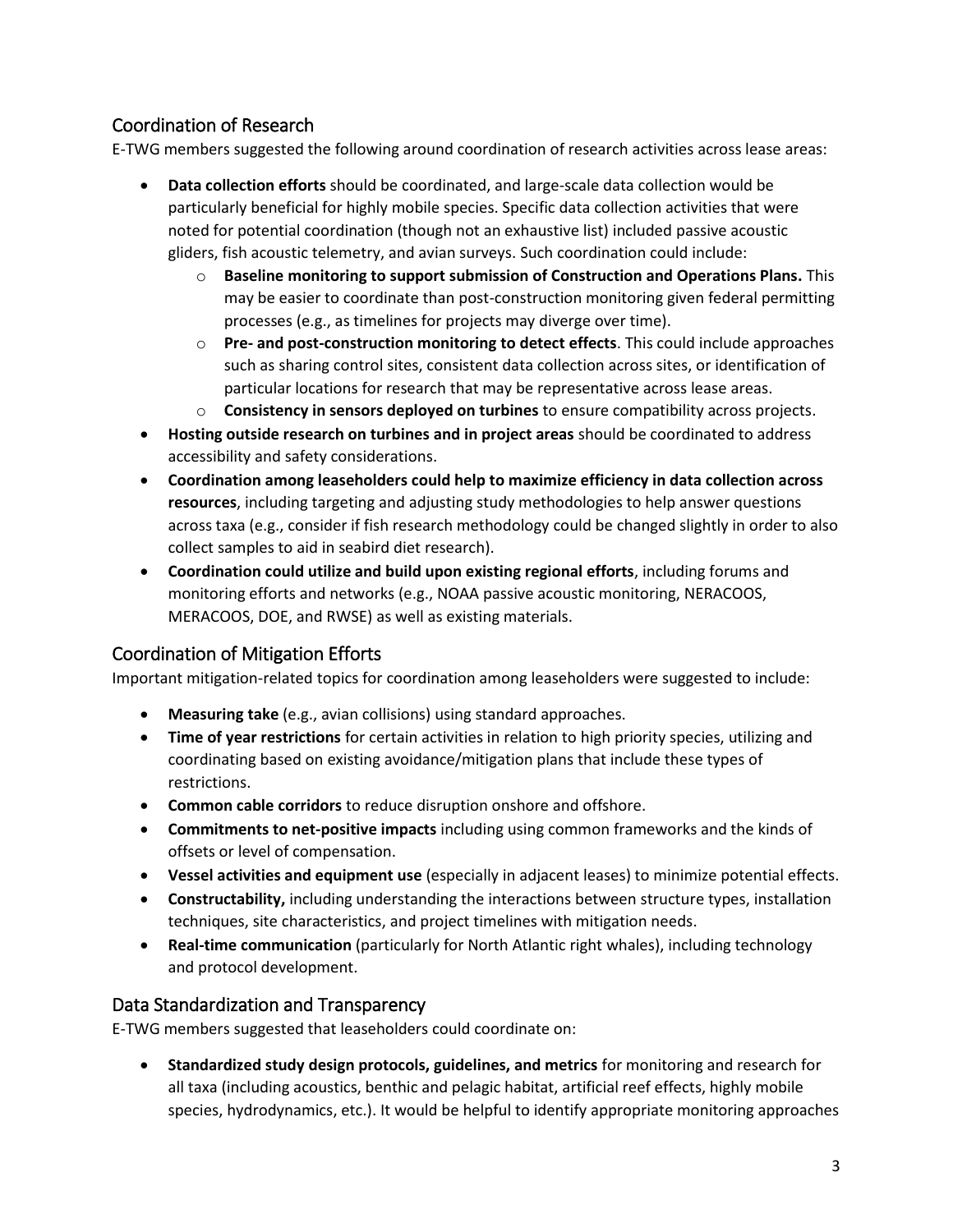## Coordination of Research

E-TWG members suggested the following around coordination of research activities across lease areas:

- **Data collection efforts** should be coordinated, and large-scale data collection would be particularly beneficial for highly mobile species. Specific data collection activities that were noted for potential coordination (though not an exhaustive list) included passive acoustic gliders, fish acoustic telemetry, and avian surveys. Such coordination could include:
  - **Baseline monitoring to support submission of Construction and Operations Plans.** This may be easier to coordinate than post-construction monitoring given federal permitting processes (e.g., as timelines for projects may diverge over time).
  - **Pre- and post-construction monitoring to detect effects**. This could include approaches such as sharing control sites, consistent data collection across sites, or identification of particular locations for research that may be representative across lease areas.
  - **Consistency in sensors deployed on turbines** to ensure compatibility across projects.
- **Hosting outside research on turbines and in project areas** should be coordinated to address accessibility and safety considerations.
- **Coordination among leaseholders could help to maximize efficiency in data collection across resources**, including targeting and adjusting study methodologies to help answer questions across taxa (e.g., consider if fish research methodology could be changed slightly in order to also collect samples to aid in seabird diet research).
- **Coordination could utilize and build upon existing regional efforts**, including forums and monitoring efforts and networks (e.g., NOAA passive acoustic monitoring, NERACOOS, MERACOOS, DOE, and RWSE) as well as existing materials.

## Coordination of Mitigation Efforts

Important mitigation-related topics for coordination among leaseholders were suggested to include:

- **Measuring take** (e.g., avian collisions) using standard approaches.
- **Time of year restrictions** for certain activities in relation to high priority species, utilizing and coordinating based on existing avoidance/mitigation plans that include these types of restrictions.
- **Common cable corridors** to reduce disruption onshore and offshore.
- **Commitments to net-positive impacts** including using common frameworks and the kinds of offsets or level of compensation.
- **Vessel activities and equipment use** (especially in adjacent leases) to minimize potential effects.
- **Constructability,** including understanding the interactions between structure types, installation techniques, site characteristics, and project timelines with mitigation needs.
- **Real-time communication** (particularly for North Atlantic right whales), including technology and protocol development.

## Data Standardization and Transparency

E-TWG members suggested that leaseholders could coordinate on:

- **Standardized study design protocols, guidelines, and metrics** for monitoring and research for all taxa (including acoustics, benthic and pelagic habitat, artificial reef effects, highly mobile species, hydrodynamics, etc.). It would be helpful to identify appropriate monitoring approaches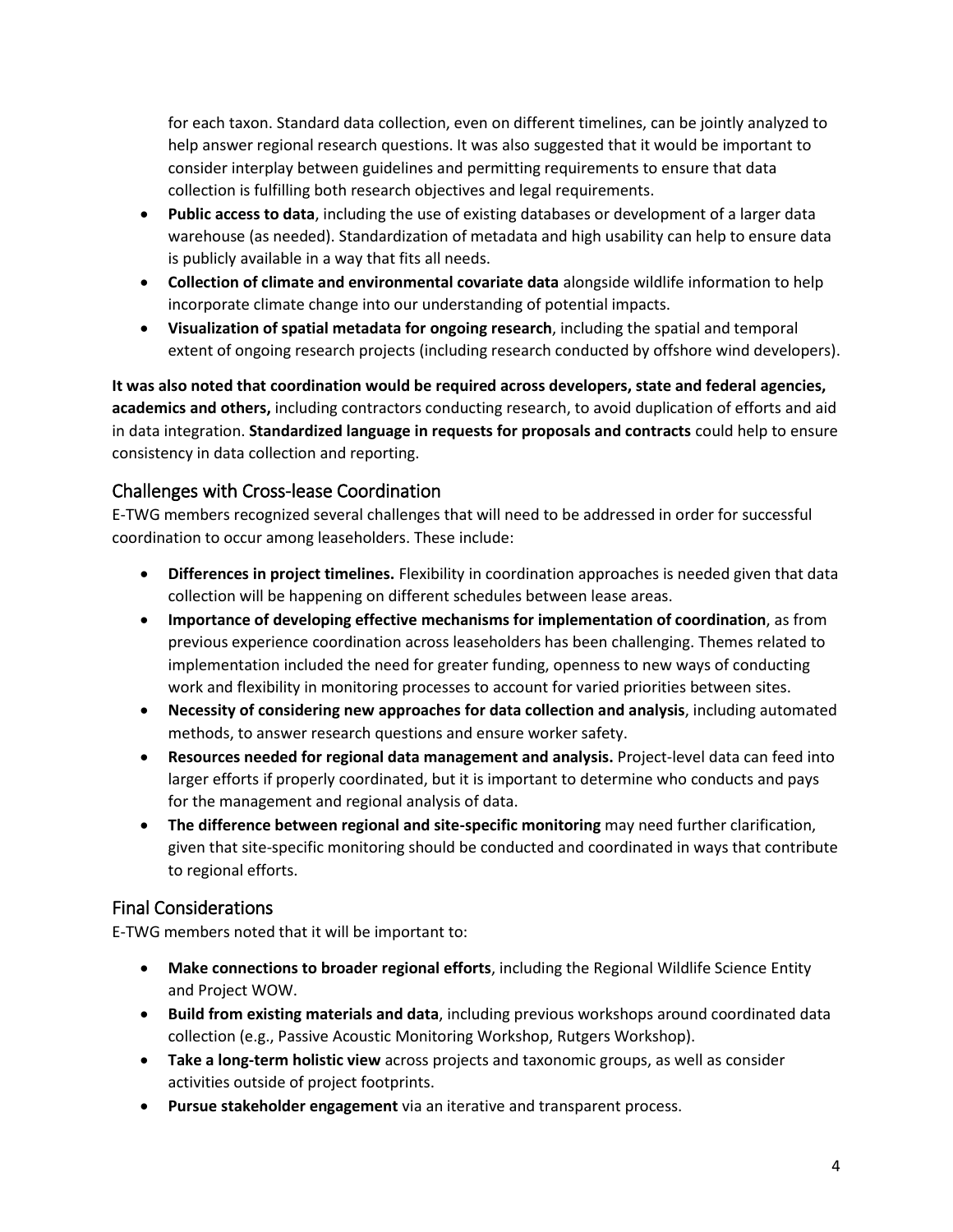for each taxon. Standard data collection, even on different timelines, can be jointly analyzed to help answer regional research questions. It was also suggested that it would be important to consider interplay between guidelines and permitting requirements to ensure that data collection is fulfilling both research objectives and legal requirements.

- **Public access to data**, including the use of existing databases or development of a larger data warehouse (as needed). Standardization of metadata and high usability can help to ensure data is publicly available in a way that fits all needs.
- **Collection of climate and environmental covariate data** alongside wildlife information to help incorporate climate change into our understanding of potential impacts.
- **Visualization of spatial metadata for ongoing research**, including the spatial and temporal extent of ongoing research projects (including research conducted by offshore wind developers).

**It was also noted that coordination would be required across developers, state and federal agencies, academics and others,** including contractors conducting research, to avoid duplication of efforts and aid in data integration. **Standardized language in requests for proposals and contracts** could help to ensure consistency in data collection and reporting.

## Challenges with Cross-lease Coordination

E-TWG members recognized several challenges that will need to be addressed in order for successful coordination to occur among leaseholders. These include:

- **Differences in project timelines.** Flexibility in coordination approaches is needed given that data collection will be happening on different schedules between lease areas.
- **Importance of developing effective mechanisms for implementation of coordination**, as from previous experience coordination across leaseholders has been challenging. Themes related to implementation included the need for greater funding, openness to new ways of conducting work and flexibility in monitoring processes to account for varied priorities between sites.
- **Necessity of considering new approaches for data collection and analysis**, including automated methods, to answer research questions and ensure worker safety.
- **Resources needed for regional data management and analysis.** Project-level data can feed into larger efforts if properly coordinated, but it is important to determine who conducts and pays for the management and regional analysis of data.
- **The difference between regional and site-specific monitoring** may need further clarification, given that site-specific monitoring should be conducted and coordinated in ways that contribute to regional efforts.

## Final Considerations

E-TWG members noted that it will be important to:

- **Make connections to broader regional efforts**, including the Regional Wildlife Science Entity and Project WOW.
- **Build from existing materials and data**, including previous workshops around coordinated data collection (e.g., Passive Acoustic Monitoring Workshop, Rutgers Workshop).
- **Take a long-term holistic view** across projects and taxonomic groups, as well as consider activities outside of project footprints.
- **Pursue stakeholder engagement** via an iterative and transparent process.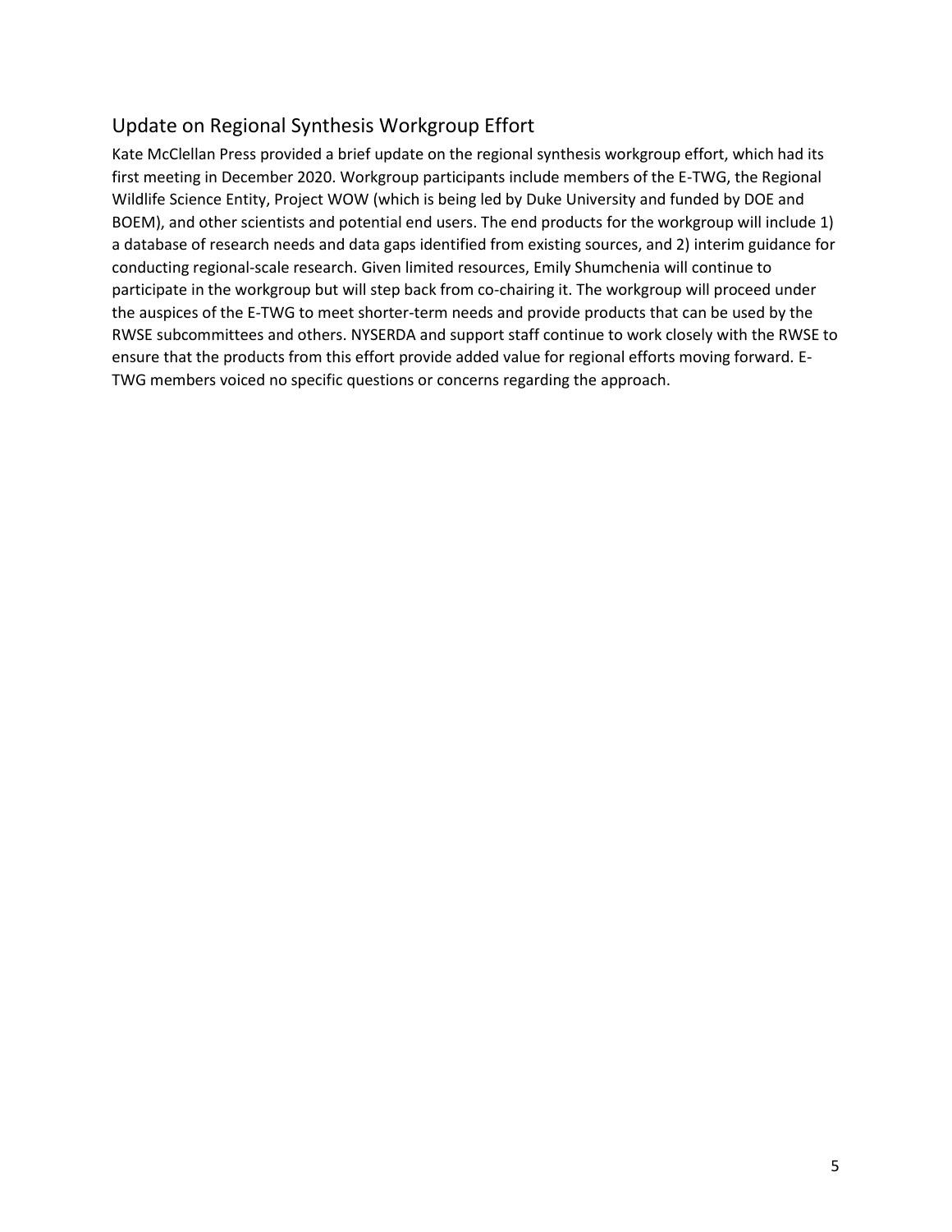## Update on Regional Synthesis Workgroup Effort

Kate McClellan Press provided a brief update on the regional synthesis workgroup effort, which had its first meeting in December 2020. Workgroup participants include members of the E-TWG, the Regional Wildlife Science Entity, Project WOW (which is being led by Duke University and funded by DOE and BOEM), and other scientists and potential end users. The end products for the workgroup will include 1) a database of research needs and data gaps identified from existing sources, and 2) interim guidance for conducting regional-scale research. Given limited resources, Emily Shumchenia will continue to participate in the workgroup but will step back from co-chairing it. The workgroup will proceed under the auspices of the E-TWG to meet shorter-term needs and provide products that can be used by the RWSE subcommittees and others. NYSERDA and support staff continue to work closely with the RWSE to ensure that the products from this effort provide added value for regional efforts moving forward. E-TWG members voiced no specific questions or concerns regarding the approach.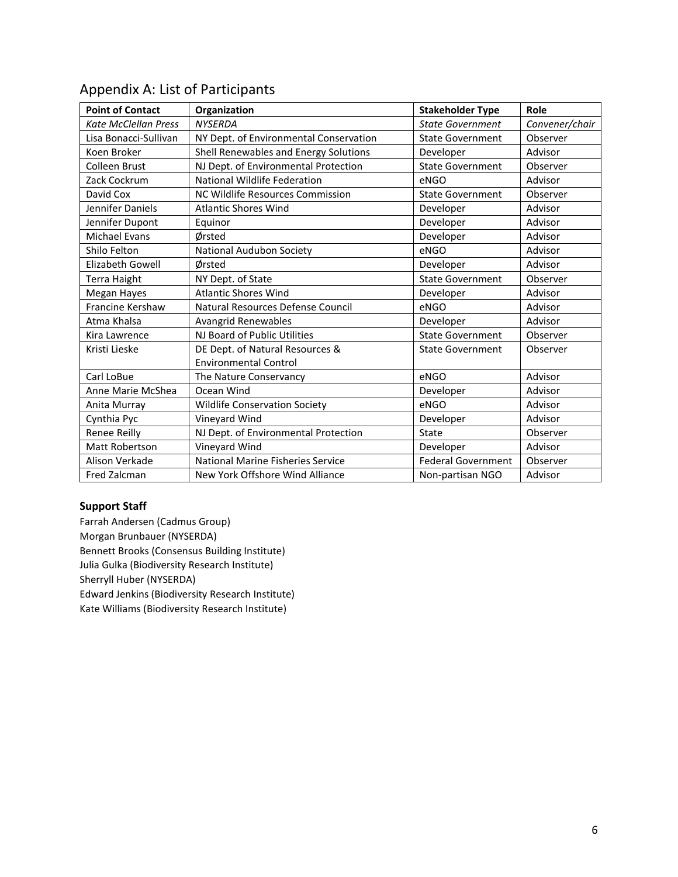# Appendix A: List of Participants

| Point of Contact | Organization | Stakeholder Type | Role |
|---|---|---|---|
| *Kate McClellan Press* | *NYSERDA* | *State Government* | *Convener/chair* |
| Lisa Bonacci-Sullivan | NY Dept. of Environmental Conservation | State Government | Observer |
| Koen Broker | Shell Renewables and Energy Solutions | Developer | Advisor |
| Colleen Brust | NJ Dept. of Environmental Protection | State Government | Observer |
| Zack Cockrum | National Wildlife Federation | eNGO | Advisor |
| David Cox | NC Wildlife Resources Commission | State Government | Observer |
| Jennifer Daniels | Atlantic Shores Wind | Developer | Advisor |
| Jennifer Dupont | Equinor | Developer | Advisor |
| Michael Evans | Ørsted | Developer | Advisor |
| Shilo Felton | National Audubon Society | eNGO | Advisor |
| Elizabeth Gowell | Ørsted | Developer | Advisor |
| Terra Haight | NY Dept. of State | State Government | Observer |
| Megan Hayes | Atlantic Shores Wind | Developer | Advisor |
| Francine Kershaw | Natural Resources Defense Council | eNGO | Advisor |
| Atma Khalsa | Avangrid Renewables | Developer | Advisor |
| Kira Lawrence | NJ Board of Public Utilities | State Government | Observer |
| Kristi Lieske | DE Dept. of Natural Resources & Environmental Control | State Government | Observer |
| Carl LoBue | The Nature Conservancy | eNGO | Advisor |
| Anne Marie McShea | Ocean Wind | Developer | Advisor |
| Anita Murray | Wildlife Conservation Society | eNGO | Advisor |
| Cynthia Pyc | Vineyard Wind | Developer | Advisor |
| Renee Reilly | NJ Dept. of Environmental Protection | State | Observer |
| Matt Robertson | Vineyard Wind | Developer | Advisor |
| Alison Verkade | National Marine Fisheries Service | Federal Government | Observer |
| Fred Zalcman | New York Offshore Wind Alliance | Non-partisan NGO | Advisor |

### Support Staff

Farrah Andersen (Cadmus Group)
Morgan Brunbauer (NYSERDA)
Bennett Brooks (Consensus Building Institute)
Julia Gulka (Biodiversity Research Institute)
Sherryll Huber (NYSERDA)
Edward Jenkins (Biodiversity Research Institute)
Kate Williams (Biodiversity Research Institute)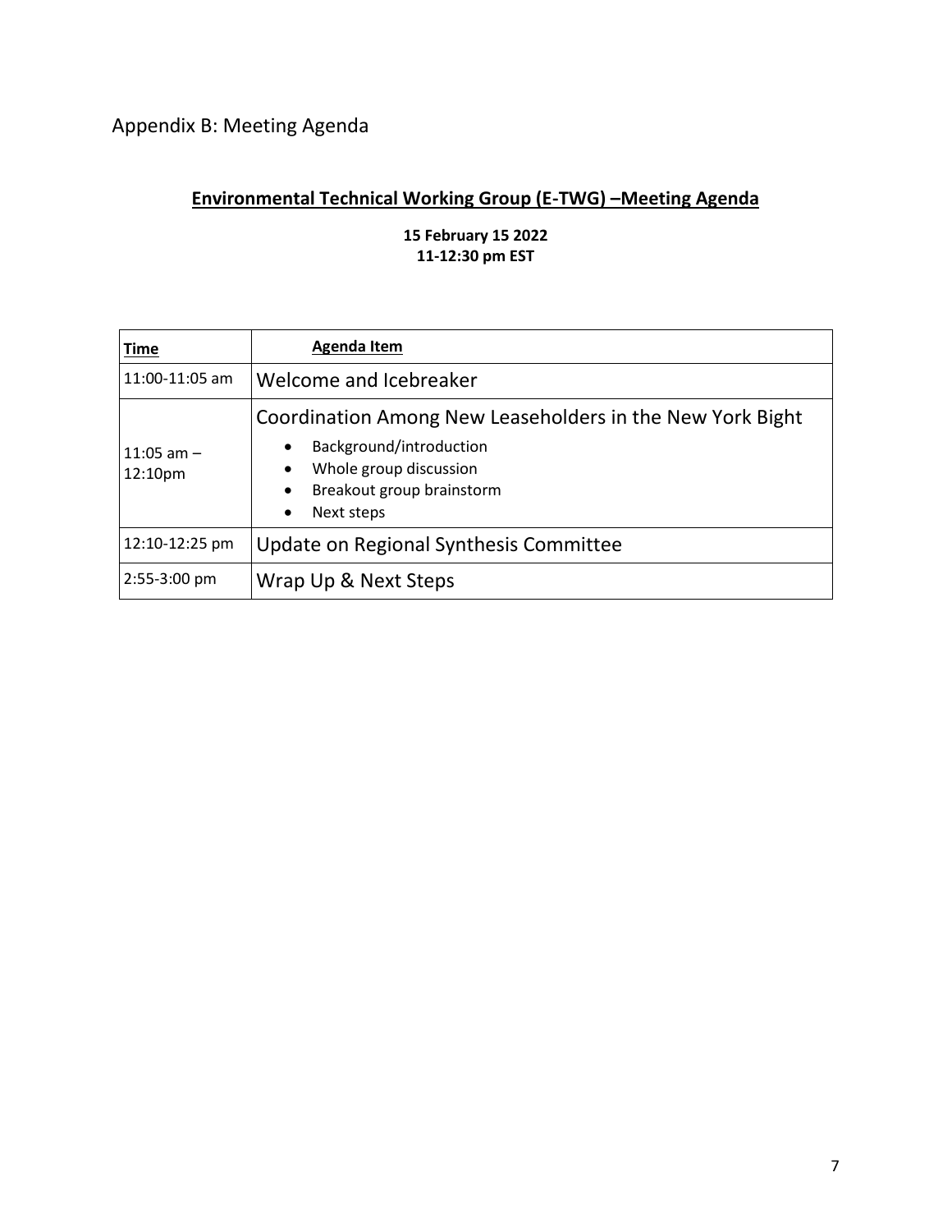# Appendix B: Meeting Agenda

## Environmental Technical Working Group (E-TWG) –Meeting Agenda

**15 February 15 2022**
**11-12:30 pm EST**

| Time | Agenda Item |
|---|---|
| 11:00-11:05 am | Welcome and Icebreaker |
| 11:05 am – 12:10pm | Coordination Among New Leaseholders in the New York Bight<br>• Background/introduction<br>• Whole group discussion<br>• Breakout group brainstorm<br>• Next steps |
| 12:10-12:25 pm | Update on Regional Synthesis Committee |
| 2:55-3:00 pm | Wrap Up & Next Steps |